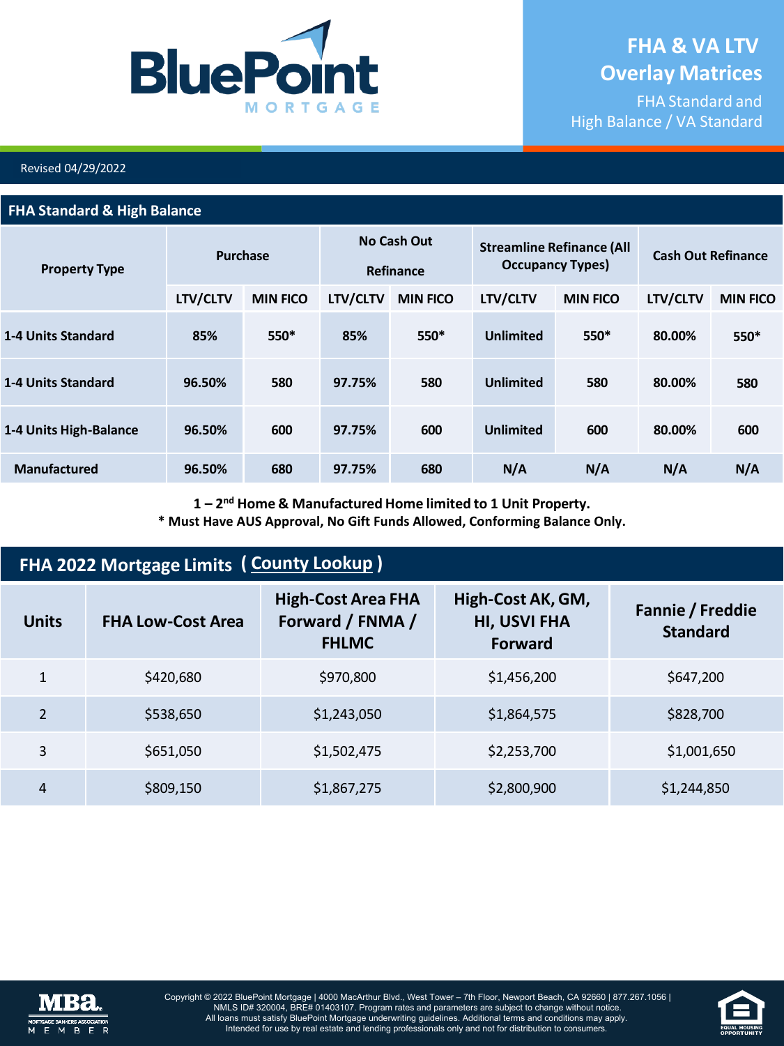# FHA & VA LTV Overlay Matrices

FHA Standard and High Balance / VA Standard

Revised 04/29/2022

## FHA Standard & High Balance

| Property Type | Purchase | | No Cash Out Refinance | | Streamline Refinance (All Occupancy Types) | | Cash Out Refinance | |
|---|---|---|---|---|---|---|---|---|
| | LTV/CLTV | MIN FICO | LTV/CLTV | MIN FICO | LTV/CLTV | MIN FICO | LTV/CLTV | MIN FICO |
| 1-4 Units Standard | 85% | 550* | 85% | 550* | Unlimited | 550* | 80.00% | 550* |
| 1-4 Units Standard | 96.50% | 580 | 97.75% | 580 | Unlimited | 580 | 80.00% | 580 |
| 1-4 Units High-Balance | 96.50% | 600 | 97.75% | 600 | Unlimited | 600 | 80.00% | 600 |
| Manufactured | 96.50% | 680 | 97.75% | 680 | N/A | N/A | N/A | N/A |

**1 – 2nd Home & Manufactured Home limited to 1 Unit Property.**
**\* Must Have AUS Approval, No Gift Funds Allowed, Conforming Balance Only.**

## FHA 2022 Mortgage Limits ( County Lookup )

| Units | FHA Low-Cost Area | High-Cost Area FHA Forward / FNMA / FHLMC | High-Cost AK, GM, HI, USVI FHA Forward | Fannie / Freddie Standard |
|---|---|---|---|---|
| 1 | $420,680 | $970,800 | $1,456,200 | $647,200 |
| 2 | $538,650 | $1,243,050 | $1,864,575 | $828,700 |
| 3 | $651,050 | $1,502,475 | $2,253,700 | $1,001,650 |
| 4 | $809,150 | $1,867,275 | $2,800,900 | $1,244,850 |

Copyright © 2022 BluePoint Mortgage | 4000 MacArthur Blvd., West Tower – 7th Floor, Newport Beach, CA 92660 | 877.267.1056 | NMLS ID# 320004, BRE# 01403107. Program rates and parameters are subject to change without notice. All loans must satisfy BluePoint Mortgage underwriting guidelines. Additional terms and conditions may apply. Intended for use by real estate and lending professionals only and not for distribution to consumers.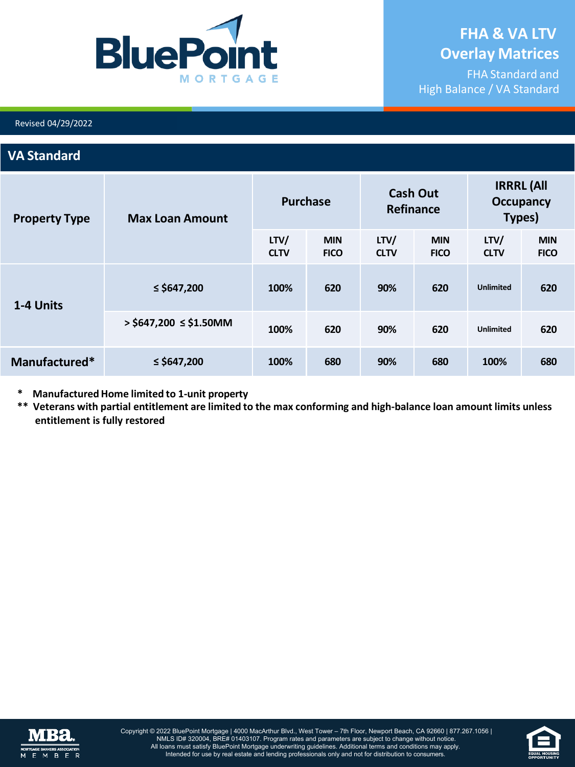# FHA & VA LTV Overlay Matrices

FHA Standard and High Balance / VA Standard

Revised 04/29/2022

## VA Standard

| Property Type | Max Loan Amount | Purchase | | Cash Out Refinance | | IRRRL (All Occupancy Types) | |
|---|---|---|---|---|---|---|---|
| | | LTV/ CLTV | MIN FICO | LTV/ CLTV | MIN FICO | LTV/ CLTV | MIN FICO |
| 1-4 Units | ≤ $647,200 | 100% | 620 | 90% | 620 | Unlimited | 620 |
| | > $647,200 ≤ $1.50MM | 100% | 620 | 90% | 620 | Unlimited | 620 |
| Manufactured* | ≤ $647,200 | 100% | 680 | 90% | 680 | 100% | 680 |

**\* Manufactured Home limited to 1-unit property**

**\*\* Veterans with partial entitlement are limited to the max conforming and high-balance loan amount limits unless entitlement is fully restored**

Copyright © 2022 BluePoint Mortgage | 4000 MacArthur Blvd., West Tower – 7th Floor, Newport Beach, CA 92660 | 877.267.1056 | NMLS ID# 320004, BRE# 01403107. Program rates and parameters are subject to change without notice. All loans must satisfy BluePoint Mortgage underwriting guidelines. Additional terms and conditions may apply. Intended for use by real estate and lending professionals only and not for distribution to consumers.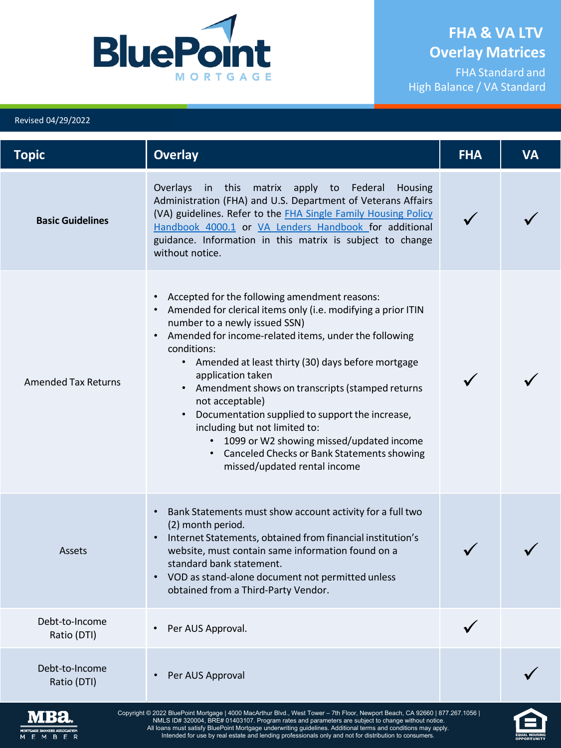# FHA & VA LTV Overlay Matrices

FHA Standard and High Balance / VA Standard

Revised 04/29/2022

| Topic | Overlay | FHA | VA |
|---|---|---|---|
| **Basic Guidelines** | Overlays in this matrix apply to Federal Housing Administration (FHA) and U.S. Department of Veterans Affairs (VA) guidelines. Refer to the [FHA Single Family Housing Policy Handbook 4000.1]() or [VA Lenders Handbook]() for additional guidance. Information in this matrix is subject to change without notice. | ✓ | ✓ |
| Amended Tax Returns | • Accepted for the following amendment reasons:<br>• Amended for clerical items only (i.e. modifying a prior ITIN number to a newly issued SSN)<br>• Amended for income-related items, under the following conditions:<br>  ◦ Amended at least thirty (30) days before mortgage application taken<br>  ◦ Amendment shows on transcripts (stamped returns not acceptable)<br>  ◦ Documentation supplied to support the increase, including but not limited to:<br>    ▪ 1099 or W2 showing missed/updated income<br>    ▪ Canceled Checks or Bank Statements showing missed/updated rental income | ✓ | ✓ |
| Assets | • Bank Statements must show account activity for a full two (2) month period.<br>• Internet Statements, obtained from financial institution's website, must contain same information found on a standard bank statement.<br>• VOD as stand-alone document not permitted unless obtained from a Third-Party Vendor. | ✓ | ✓ |
| Debt-to-Income Ratio (DTI) | • Per AUS Approval. | ✓ | |
| Debt-to-Income Ratio (DTI) | • Per AUS Approval | | ✓ |

Copyright © 2022 BluePoint Mortgage | 4000 MacArthur Blvd., West Tower – 7th Floor, Newport Beach, CA 92660 | 877.267.1056 | NMLS ID# 320004, BRE# 01403107. Program rates and parameters are subject to change without notice. All loans must satisfy BluePoint Mortgage underwriting guidelines. Additional terms and conditions may apply. Intended for use by real estate and lending professionals only and not for distribution to consumers.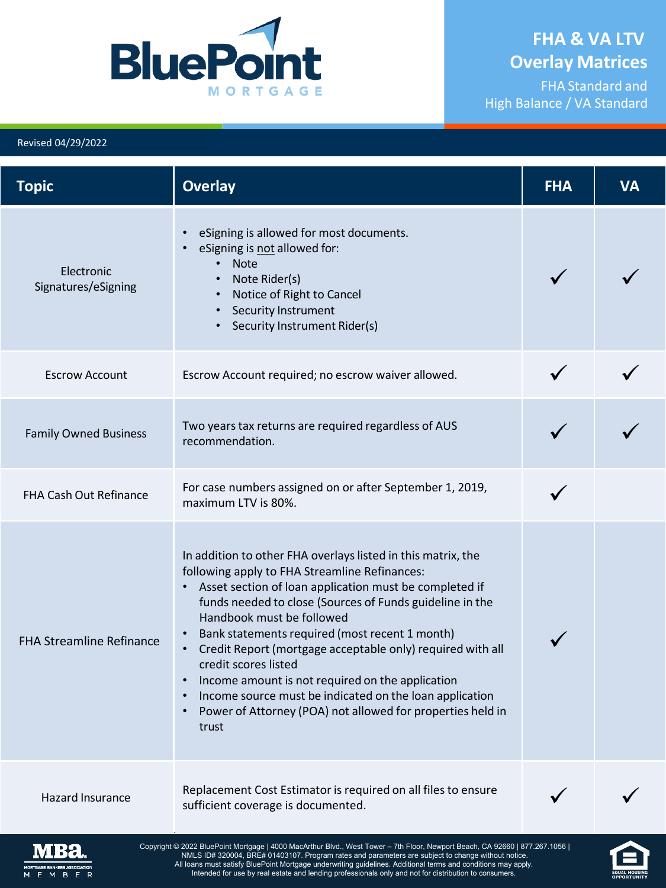# FHA & VA LTV Overlay Matrices

FHA Standard and High Balance / VA Standard

Revised 04/29/2022

| Topic | Overlay | FHA | VA |
|---|---|---|---|
| Electronic Signatures/eSigning | • eSigning is allowed for most documents.<br>• eSigning is not allowed for:<br>&nbsp;&nbsp;• Note<br>&nbsp;&nbsp;• Note Rider(s)<br>&nbsp;&nbsp;• Notice of Right to Cancel<br>&nbsp;&nbsp;• Security Instrument<br>&nbsp;&nbsp;• Security Instrument Rider(s) | ✓ | ✓ |
| Escrow Account | Escrow Account required; no escrow waiver allowed. | ✓ | ✓ |
| Family Owned Business | Two years tax returns are required regardless of AUS recommendation. | ✓ | ✓ |
| FHA Cash Out Refinance | For case numbers assigned on or after September 1, 2019, maximum LTV is 80%. | ✓ | |
| FHA Streamline Refinance | In addition to other FHA overlays listed in this matrix, the following apply to FHA Streamline Refinances:<br>• Asset section of loan application must be completed if funds needed to close (Sources of Funds guideline in the Handbook must be followed<br>• Bank statements required (most recent 1 month)<br>• Credit Report (mortgage acceptable only) required with all credit scores listed<br>• Income amount is not required on the application<br>• Income source must be indicated on the loan application<br>• Power of Attorney (POA) not allowed for properties held in trust | ✓ | |
| Hazard Insurance | Replacement Cost Estimator is required on all files to ensure sufficient coverage is documented. | ✓ | ✓ |

Copyright © 2022 BluePoint Mortgage | 4000 MacArthur Blvd., West Tower – 7th Floor, Newport Beach, CA 92660 | 877.267.1056 | NMLS ID# 320004, BRE# 01403107. Program rates and parameters are subject to change without notice. All loans must satisfy BluePoint Mortgage underwriting guidelines. Additional terms and conditions may apply. Intended for use by real estate and lending professionals only and not for distribution to consumers.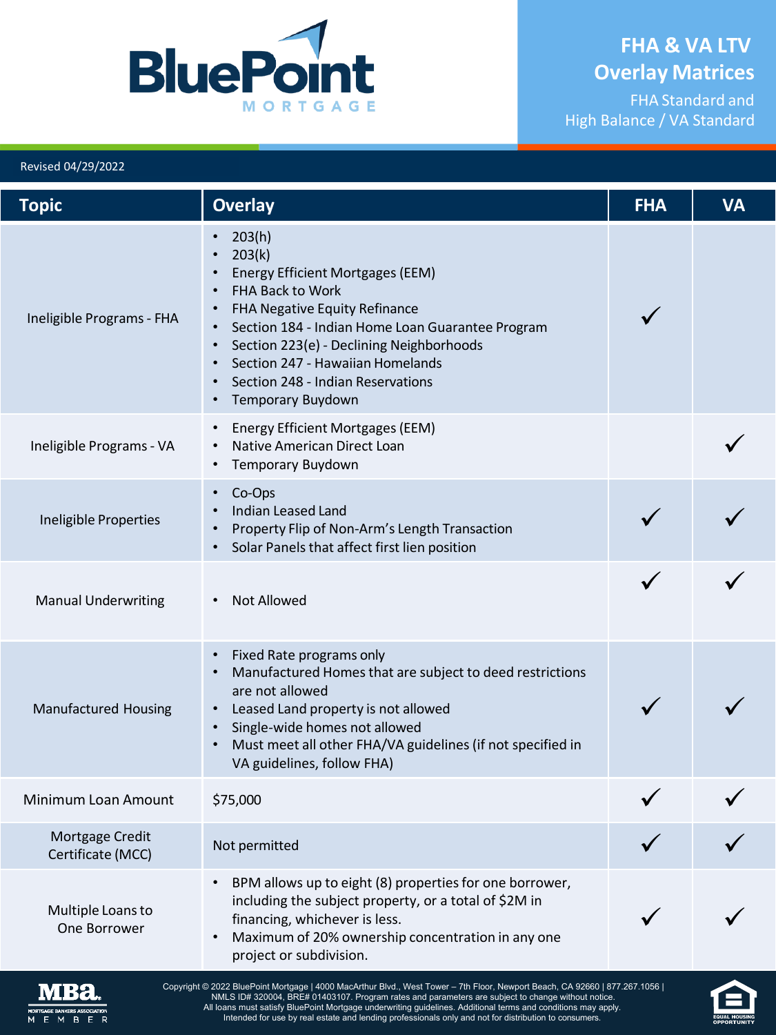# FHA & VA LTV Overlay Matrices

FHA Standard and High Balance / VA Standard

Revised 04/29/2022

| Topic | Overlay | FHA | VA |
|---|---|---|---|
| Ineligible Programs - FHA | • 203(h)<br>• 203(k)<br>• Energy Efficient Mortgages (EEM)<br>• FHA Back to Work<br>• FHA Negative Equity Refinance<br>• Section 184 - Indian Home Loan Guarantee Program<br>• Section 223(e) - Declining Neighborhoods<br>• Section 247 - Hawaiian Homelands<br>• Section 248 - Indian Reservations<br>• Temporary Buydown | ✓ | |
| Ineligible Programs - VA | • Energy Efficient Mortgages (EEM)<br>• Native American Direct Loan<br>• Temporary Buydown | | ✓ |
| Ineligible Properties | • Co-Ops<br>• Indian Leased Land<br>• Property Flip of Non-Arm's Length Transaction<br>• Solar Panels that affect first lien position | ✓ | ✓ |
| Manual Underwriting | • Not Allowed | ✓ | ✓ |
| Manufactured Housing | • Fixed Rate programs only<br>• Manufactured Homes that are subject to deed restrictions are not allowed<br>• Leased Land property is not allowed<br>• Single-wide homes not allowed<br>• Must meet all other FHA/VA guidelines (if not specified in VA guidelines, follow FHA) | ✓ | ✓ |
| Minimum Loan Amount | $75,000 | ✓ | ✓ |
| Mortgage Credit Certificate (MCC) | Not permitted | ✓ | ✓ |
| Multiple Loans to One Borrower | • BPM allows up to eight (8) properties for one borrower, including the subject property, or a total of $2M in financing, whichever is less.<br>• Maximum of 20% ownership concentration in any one project or subdivision. | ✓ | ✓ |

Copyright © 2022 BluePoint Mortgage | 4000 MacArthur Blvd., West Tower – 7th Floor, Newport Beach, CA 92660 | 877.267.1056 | NMLS ID# 320004, BRE# 01403107. Program rates and parameters are subject to change without notice. All loans must satisfy BluePoint Mortgage underwriting guidelines. Additional terms and conditions may apply. Intended for use by real estate and lending professionals only and not for distribution to consumers.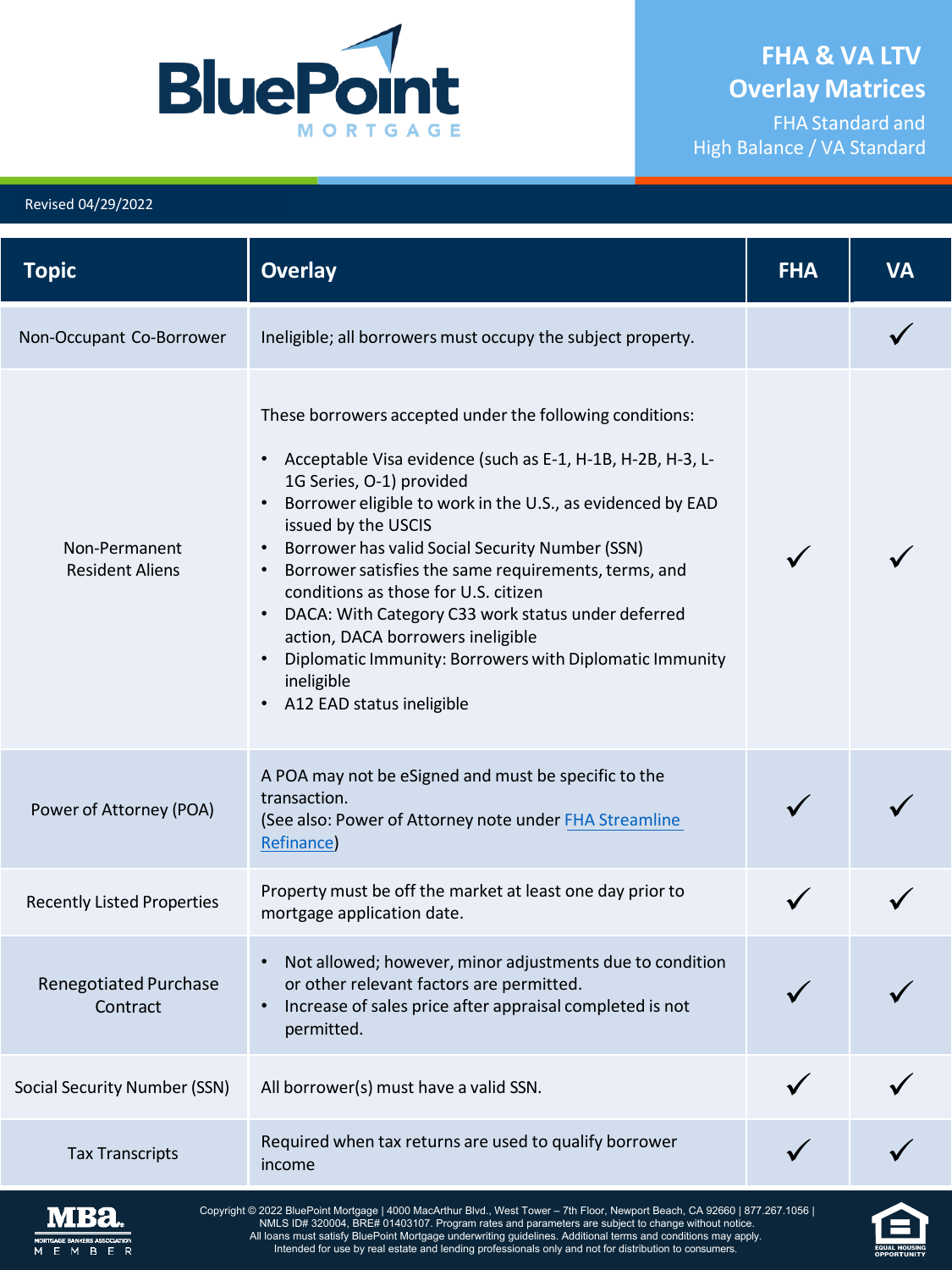# FHA & VA LTV Overlay Matrices

FHA Standard and High Balance / VA Standard

Revised 04/29/2022

| Topic | Overlay | FHA | VA |
|---|---|---|---|
| Non-Occupant Co-Borrower | Ineligible; all borrowers must occupy the subject property. | | ✓ |
| Non-Permanent Resident Aliens | These borrowers accepted under the following conditions:<br>• Acceptable Visa evidence (such as E-1, H-1B, H-2B, H-3, L-1G Series, O-1) provided<br>• Borrower eligible to work in the U.S., as evidenced by EAD issued by the USCIS<br>• Borrower has valid Social Security Number (SSN)<br>• Borrower satisfies the same requirements, terms, and conditions as those for U.S. citizen<br>• DACA: With Category C33 work status under deferred action, DACA borrowers ineligible<br>• Diplomatic Immunity: Borrowers with Diplomatic Immunity ineligible<br>• A12 EAD status ineligible | ✓ | ✓ |
| Power of Attorney (POA) | A POA may not be eSigned and must be specific to the transaction.<br>(See also: Power of Attorney note under FHA Streamline Refinance) | ✓ | ✓ |
| Recently Listed Properties | Property must be off the market at least one day prior to mortgage application date. | ✓ | ✓ |
| Renegotiated Purchase Contract | • Not allowed; however, minor adjustments due to condition or other relevant factors are permitted.<br>• Increase of sales price after appraisal completed is not permitted. | ✓ | ✓ |
| Social Security Number (SSN) | All borrower(s) must have a valid SSN. | ✓ | ✓ |
| Tax Transcripts | Required when tax returns are used to qualify borrower income | ✓ | ✓ |

Copyright © 2022 BluePoint Mortgage | 4000 MacArthur Blvd., West Tower – 7th Floor, Newport Beach, CA 92660 | 877.267.1056 | NMLS ID# 320004, BRE# 01403107. Program rates and parameters are subject to change without notice. All loans must satisfy BluePoint Mortgage underwriting guidelines. Additional terms and conditions may apply. Intended for use by real estate and lending professionals only and not for distribution to consumers.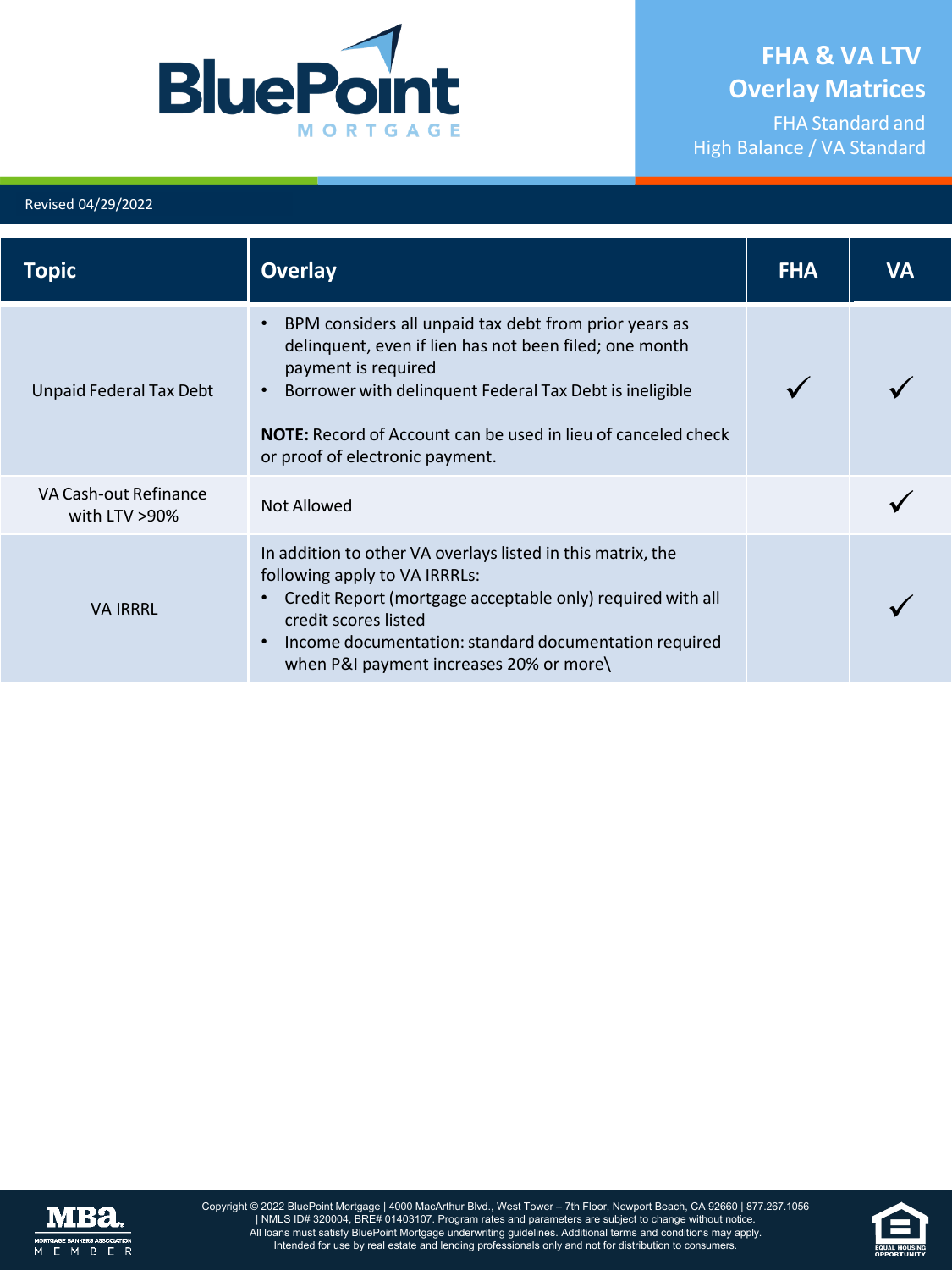# FHA & VA LTV Overlay Matrices

FHA Standard and High Balance / VA Standard

Revised 04/29/2022

| Topic | Overlay | FHA | VA |
|---|---|---|---|
| Unpaid Federal Tax Debt | • BPM considers all unpaid tax debt from prior years as delinquent, even if lien has not been filed; one month payment is required<br>• Borrower with delinquent Federal Tax Debt is ineligible<br><br>**NOTE:** Record of Account can be used in lieu of canceled check or proof of electronic payment. | ✓ | ✓ |
| VA Cash-out Refinance with LTV >90% | Not Allowed | | ✓ |
| VA IRRRL | In addition to other VA overlays listed in this matrix, the following apply to VA IRRRLs:<br>• Credit Report (mortgage acceptable only) required with all credit scores listed<br>• Income documentation: standard documentation required when P&I payment increases 20% or more\ | | ✓ |

Copyright © 2022 BluePoint Mortgage | 4000 MacArthur Blvd., West Tower – 7th Floor, Newport Beach, CA 92660 | 877.267.1056 | NMLS ID# 320004, BRE# 01403107. Program rates and parameters are subject to change without notice. All loans must satisfy BluePoint Mortgage underwriting guidelines. Additional terms and conditions may apply. Intended for use by real estate and lending professionals only and not for distribution to consumers.